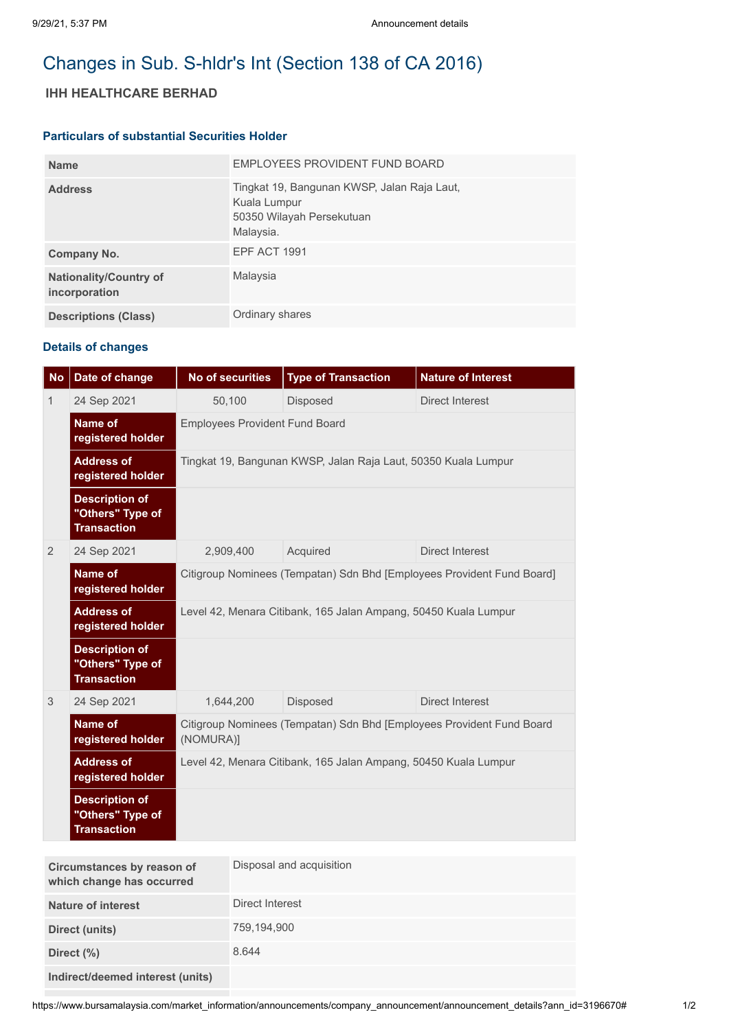# Changes in Sub. S-hldr's Int (Section 138 of CA 2016)

## IHH HEALTHCARE BERHAD

### Particulars of substantial Securities Holder

| | |
|---|---|
| **Name** | EMPLOYEES PROVIDENT FUND BOARD |
| **Address** | Tingkat 19, Bangunan KWSP, Jalan Raja Laut, Kuala Lumpur 50350 Wilayah Persekutuan Malaysia. |
| **Company No.** | EPF ACT 1991 |
| **Nationality/Country of incorporation** | Malaysia |
| **Descriptions (Class)** | Ordinary shares |

### Details of changes

| No | Date of change | No of securities | Type of Transaction | Nature of Interest |
|---|---|---|---|---|
| 1 | 24 Sep 2021 | 50,100 | Disposed | Direct Interest |
| | **Name of registered holder** | Employees Provident Fund Board | | |
| | **Address of registered holder** | Tingkat 19, Bangunan KWSP, Jalan Raja Laut, 50350 Kuala Lumpur | | |
| | **Description of "Others" Type of Transaction** | | | |
| 2 | 24 Sep 2021 | 2,909,400 | Acquired | Direct Interest |
| | **Name of registered holder** | Citigroup Nominees (Tempatan) Sdn Bhd [Employees Provident Fund Board] | | |
| | **Address of registered holder** | Level 42, Menara Citibank, 165 Jalan Ampang, 50450 Kuala Lumpur | | |
| | **Description of "Others" Type of Transaction** | | | |
| 3 | 24 Sep 2021 | 1,644,200 | Disposed | Direct Interest |
| | **Name of registered holder** | Citigroup Nominees (Tempatan) Sdn Bhd [Employees Provident Fund Board (NOMURA)] | | |
| | **Address of registered holder** | Level 42, Menara Citibank, 165 Jalan Ampang, 50450 Kuala Lumpur | | |
| | **Description of "Others" Type of Transaction** | | | |

| | |
|---|---|
| **Circumstances by reason of which change has occurred** | Disposal and acquisition |
| **Nature of interest** | Direct Interest |
| **Direct (units)** | 759,194,900 |
| **Direct (%)** | 8.644 |
| **Indirect/deemed interest (units)** | |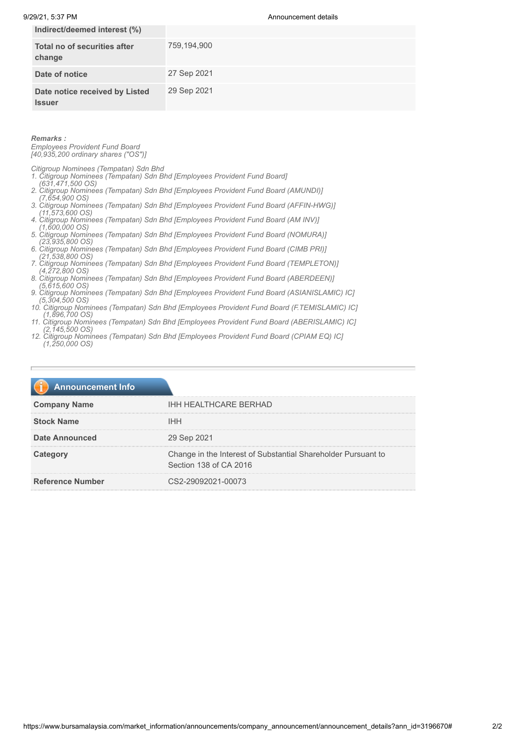| | |
|---|---|
| **Indirect/deemed interest (%)** | |
| **Total no of securities after change** | 759,194,900 |
| **Date of notice** | 27 Sep 2021 |
| **Date notice received by Listed Issuer** | 29 Sep 2021 |

***Remarks :***

*Employees Provident Fund Board*
*[40,935,200 ordinary shares ("OS")]*

*Citigroup Nominees (Tempatan) Sdn Bhd*

1. *Citigroup Nominees (Tempatan) Sdn Bhd [Employees Provident Fund Board] (631,471,500 OS)*
2. *Citigroup Nominees (Tempatan) Sdn Bhd [Employees Provident Fund Board (AMUNDI)] (7,654,900 OS)*
3. *Citigroup Nominees (Tempatan) Sdn Bhd [Employees Provident Fund Board (AFFIN-HWG)] (11,573,600 OS)*
4. *Citigroup Nominees (Tempatan) Sdn Bhd [Employees Provident Fund Board (AM INV)] (1,600,000 OS)*
5. *Citigroup Nominees (Tempatan) Sdn Bhd [Employees Provident Fund Board (NOMURA)] (23,935,800 OS)*
6. *Citigroup Nominees (Tempatan) Sdn Bhd [Employees Provident Fund Board (CIMB PRI)] (21,538,800 OS)*
7. *Citigroup Nominees (Tempatan) Sdn Bhd [Employees Provident Fund Board (TEMPLETON)] (4,272,800 OS)*
8. *Citigroup Nominees (Tempatan) Sdn Bhd [Employees Provident Fund Board (ABERDEEN)] (5,615,600 OS)*
9. *Citigroup Nominees (Tempatan) Sdn Bhd [Employees Provident Fund Board (ASIANISLAMIC) IC] (5,304,500 OS)*
10. *Citigroup Nominees (Tempatan) Sdn Bhd [Employees Provident Fund Board (F.TEMISLAMIC) IC] (1,896,700 OS)*
11. *Citigroup Nominees (Tempatan) Sdn Bhd [Employees Provident Fund Board (ABERISLAMIC) IC] (2,145,500 OS)*
12. *Citigroup Nominees (Tempatan) Sdn Bhd [Employees Provident Fund Board (CPIAM EQ) IC] (1,250,000 OS)*

## Announcement Info

| | |
|---|---|
| **Company Name** | IHH HEALTHCARE BERHAD |
| **Stock Name** | IHH |
| **Date Announced** | 29 Sep 2021 |
| **Category** | Change in the Interest of Substantial Shareholder Pursuant to Section 138 of CA 2016 |
| **Reference Number** | CS2-29092021-00073 |